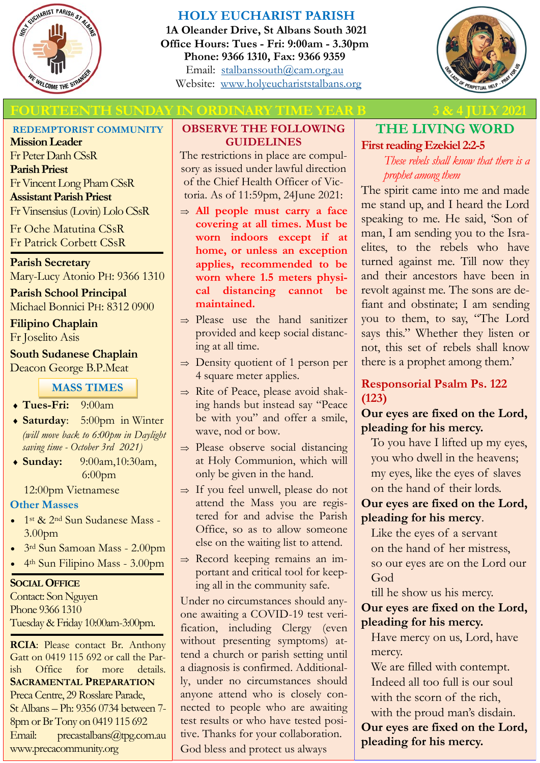# HOLY EUCHARIST PARISH

**1A Oleander Drive, St Albans South 3021**
**Office Hours: Tues - Fri: 9:00am - 3.30pm**
**Phone: 9366 1310, Fax: 9366 9359**
Email: stalbanssouth@cam.org.au
Website: www.holyeucharistalbans.org

## FOURTEENTH SUNDAY IN ORDINARY TIME YEAR B — 3 & 4 JULY 2021

### REDEMPTORIST COMMUNITY

**Mission Leader**
Fr Peter Danh CSsR
**Parish Priest**
Fr Vincent Long Pham CSsR
**Assistant Parish Priest**
Fr Vinsensius (Lovin) Lolo CSsR
Fr Oche Matutina CSsR
Fr Patrick Corbett CSsR

**Parish Secretary**
Mary-Lucy Atonio PH: 9366 1310

**Parish School Principal**
Michael Bonnici PH: 8312 0900

**Filipino Chaplain**
Fr Joselito Asis

**South Sudanese Chaplain**
Deacon George B.P.Meat

### MASS TIMES

- **Tues-Fri:** 9:00am
- **Saturday**: 5:00pm in Winter *(will move back to 6:00pm in Daylight saving time - October 3rd 2021)*
- **Sunday:** 9:00am, 10:30am, 6:00pm

12:00pm Vietnamese

### Other Masses

- 1st & 2nd Sun Sudanese Mass - 3.00pm
- 3rd Sun Samoan Mass - 2.00pm
- 4th Sun Filipino Mass - 3.00pm

**SOCIAL OFFICE**
Contact: Son Nguyen
Phone 9366 1310
Tuesday & Friday 10:00am-3:00pm.

**RCIA**: Please contact Br. Anthony Gatt on 0419 115 692 or call the Parish Office for more details.

**SACRAMENTAL PREPARATION**
Preca Centre, 29 Rosslare Parade, St Albans – Ph: 9356 0734 between 7-8pm or Br Tony on 0419 115 692
Email: precastalbans@tpg.com.au
www.precacommunity.org

### OBSERVE THE FOLLOWING GUIDELINES

The restrictions in place are compulsory as issued under lawful direction of the Chief Health Officer of Victoria. As of 11:59pm, 24June 2021:

- **All people must carry a face covering at all times. Must be worn indoors except if at home, or unless an exception applies, recommended to be worn where 1.5 meters physical distancing cannot be maintained.**
- Please use the hand sanitizer provided and keep social distancing at all time.
- Density quotient of 1 person per 4 square meter applies.
- Rite of Peace, please avoid shaking hands but instead say "Peace be with you" and offer a smile, wave, nod or bow.
- Please observe social distancing at Holy Communion, which will only be given in the hand.
- If you feel unwell, please do not attend the Mass you are registered for and advise the Parish Office, so as to allow someone else on the waiting list to attend.
- Record keeping remains an important and critical tool for keeping all in the community safe.

Under no circumstances should anyone awaiting a COVID-19 test verification, including Clergy (even without presenting symptoms) attend a church or parish setting until a diagnosis is confirmed. Additionally, under no circumstances should anyone attend who is closely connected to people who are awaiting test results or who have tested positive. Thanks for your collaboration.

God bless and protect us always

## THE LIVING WORD

### First reading Ezekiel 2:2-5

*These rebels shall know that there is a prophet among them*

The spirit came into me and made me stand up, and I heard the Lord speaking to me. He said, 'Son of man, I am sending you to the Israelites, to the rebels who have turned against me. Till now they and their ancestors have been in revolt against me. The sons are defiant and obstinate; I am sending you to them, to say, "The Lord says this." Whether they listen or not, this set of rebels shall know there is a prophet among them.'

### Responsorial Psalm Ps. 122 (123)

**Our eyes are fixed on the Lord, pleading for his mercy.**

To you have I lifted up my eyes,
you who dwell in the heavens;
my eyes, like the eyes of slaves
on the hand of their lords.

**Our eyes are fixed on the Lord, pleading for his mercy.**

Like the eyes of a servant
on the hand of her mistress,
so our eyes are on the Lord our God
till he show us his mercy.

**Our eyes are fixed on the Lord, pleading for his mercy.**

Have mercy on us, Lord, have mercy.
We are filled with contempt.
Indeed all too full is our soul
with the scorn of the rich,
with the proud man's disdain.

**Our eyes are fixed on the Lord, pleading for his mercy.**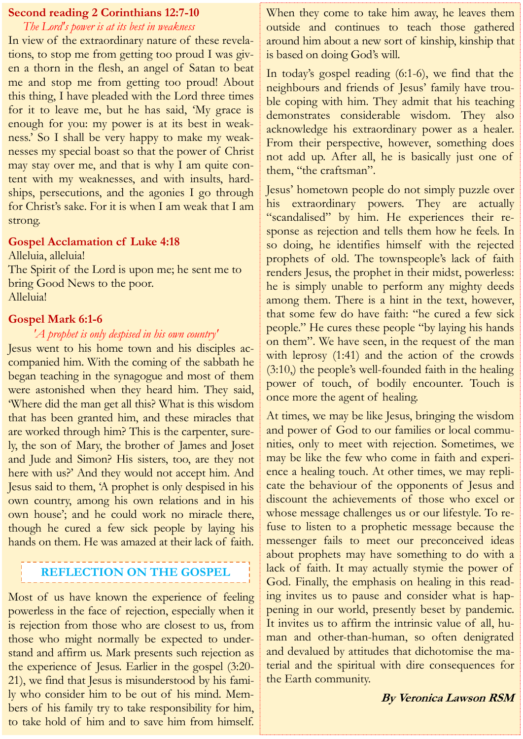## Second reading 2 Corinthians 12:7-10

*The Lord's power is at its best in weakness*

In view of the extraordinary nature of these revelations, to stop me from getting too proud I was given a thorn in the flesh, an angel of Satan to beat me and stop me from getting too proud! About this thing, I have pleaded with the Lord three times for it to leave me, but he has said, 'My grace is enough for you: my power is at its best in weakness.' So I shall be very happy to make my weaknesses my special boast so that the power of Christ may stay over me, and that is why I am quite content with my weaknesses, and with insults, hardships, persecutions, and the agonies I go through for Christ's sake. For it is when I am weak that I am strong.

## Gospel Acclamation cf Luke 4:18

Alleluia, alleluia!
The Spirit of the Lord is upon me; he sent me to bring Good News to the poor.
Alleluia!

## Gospel Mark 6:1-6

*'A prophet is only despised in his own country'*

Jesus went to his home town and his disciples accompanied him. With the coming of the sabbath he began teaching in the synagogue and most of them were astonished when they heard him. They said, 'Where did the man get all this? What is this wisdom that has been granted him, and these miracles that are worked through him? This is the carpenter, surely, the son of Mary, the brother of James and Joset and Jude and Simon? His sisters, too, are they not here with us?' And they would not accept him. And Jesus said to them, 'A prophet is only despised in his own country, among his own relations and in his own house'; and he could work no miracle there, though he cured a few sick people by laying his hands on them. He was amazed at their lack of faith.

## REFLECTION ON THE GOSPEL

Most of us have known the experience of feeling powerless in the face of rejection, especially when it is rejection from those who are closest to us, from those who might normally be expected to understand and affirm us. Mark presents such rejection as the experience of Jesus. Earlier in the gospel (3:20-21), we find that Jesus is misunderstood by his family who consider him to be out of his mind. Members of his family try to take responsibility for him, to take hold of him and to save him from himself. When they come to take him away, he leaves them outside and continues to teach those gathered around him about a new sort of kinship, kinship that is based on doing God's will.

In today's gospel reading (6:1-6), we find that the neighbours and friends of Jesus' family have trouble coping with him. They admit that his teaching demonstrates considerable wisdom. They also acknowledge his extraordinary power as a healer. From their perspective, however, something does not add up. After all, he is basically just one of them, "the craftsman".

Jesus' hometown people do not simply puzzle over his extraordinary powers. They are actually "scandalised" by him. He experiences their response as rejection and tells them how he feels. In so doing, he identifies himself with the rejected prophets of old. The townspeople's lack of faith renders Jesus, the prophet in their midst, powerless: he is simply unable to perform any mighty deeds among them. There is a hint in the text, however, that some few do have faith: "he cured a few sick people." He cures these people "by laying his hands on them". We have seen, in the request of the man with leprosy (1:41) and the action of the crowds (3:10,) the people's well-founded faith in the healing power of touch, of bodily encounter. Touch is once more the agent of healing.

At times, we may be like Jesus, bringing the wisdom and power of God to our families or local communities, only to meet with rejection. Sometimes, we may be like the few who come in faith and experience a healing touch. At other times, we may replicate the behaviour of the opponents of Jesus and discount the achievements of those who excel or whose message challenges us or our lifestyle. To refuse to listen to a prophetic message because the messenger fails to meet our preconceived ideas about prophets may have something to do with a lack of faith. It may actually stymie the power of God. Finally, the emphasis on healing in this reading invites us to pause and consider what is happening in our world, presently beset by pandemic. It invites us to affirm the intrinsic value of all, human and other-than-human, so often denigrated and devalued by attitudes that dichotomise the material and the spiritual with dire consequences for the Earth community.

***By Veronica Lawson RSM***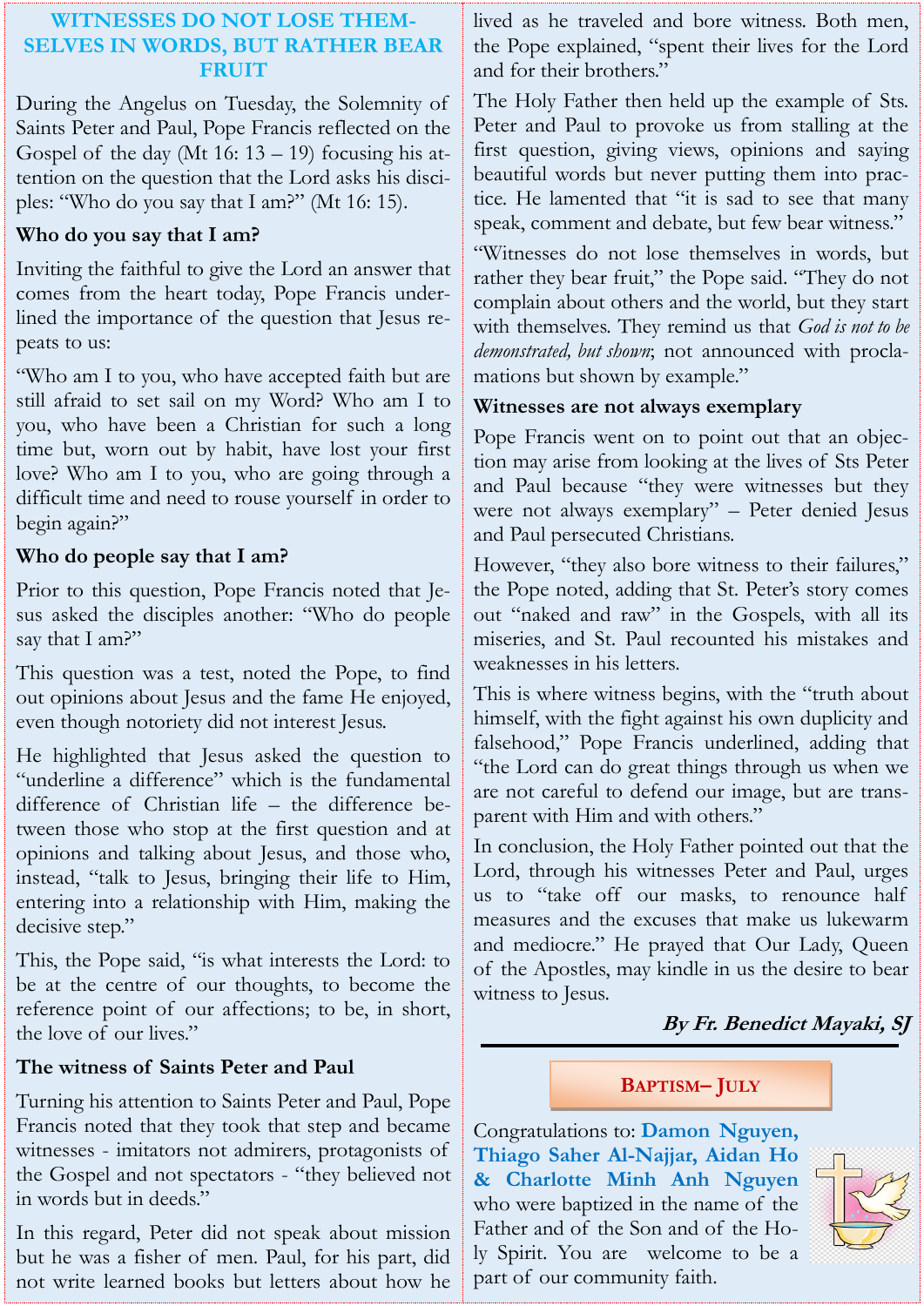## WITNESSES DO NOT LOSE THEMSELVES IN WORDS, BUT RATHER BEAR FRUIT

During the Angelus on Tuesday, the Solemnity of Saints Peter and Paul, Pope Francis reflected on the Gospel of the day (Mt 16: 13 – 19) focusing his attention on the question that the Lord asks his disciples: "Who do you say that I am?" (Mt 16: 15).

### Who do you say that I am?

Inviting the faithful to give the Lord an answer that comes from the heart today, Pope Francis underlined the importance of the question that Jesus repeats to us:

"Who am I to you, who have accepted faith but are still afraid to set sail on my Word? Who am I to you, who have been a Christian for such a long time but, worn out by habit, have lost your first love? Who am I to you, who are going through a difficult time and need to rouse yourself in order to begin again?"

### Who do people say that I am?

Prior to this question, Pope Francis noted that Jesus asked the disciples another: "Who do people say that I am?"

This question was a test, noted the Pope, to find out opinions about Jesus and the fame He enjoyed, even though notoriety did not interest Jesus.

He highlighted that Jesus asked the question to "underline a difference" which is the fundamental difference of Christian life – the difference between those who stop at the first question and at opinions and talking about Jesus, and those who, instead, "talk to Jesus, bringing their life to Him, entering into a relationship with Him, making the decisive step."

This, the Pope said, "is what interests the Lord: to be at the centre of our thoughts, to become the reference point of our affections; to be, in short, the love of our lives."

### The witness of Saints Peter and Paul

Turning his attention to Saints Peter and Paul, Pope Francis noted that they took that step and became witnesses - imitators not admirers, protagonists of the Gospel and not spectators - "they believed not in words but in deeds."

In this regard, Peter did not speak about mission but he was a fisher of men. Paul, for his part, did not write learned books but letters about how he lived as he traveled and bore witness. Both men, the Pope explained, "spent their lives for the Lord and for their brothers."

The Holy Father then held up the example of Sts. Peter and Paul to provoke us from stalling at the first question, giving views, opinions and saying beautiful words but never putting them into practice. He lamented that "it is sad to see that many speak, comment and debate, but few bear witness."

"Witnesses do not lose themselves in words, but rather they bear fruit," the Pope said. "They do not complain about others and the world, but they start with themselves. They remind us that *God is not to be demonstrated, but shown*; not announced with proclamations but shown by example."

### Witnesses are not always exemplary

Pope Francis went on to point out that an objection may arise from looking at the lives of Sts Peter and Paul because "they were witnesses but they were not always exemplary" – Peter denied Jesus and Paul persecuted Christians.

However, "they also bore witness to their failures," the Pope noted, adding that St. Peter's story comes out "naked and raw" in the Gospels, with all its miseries, and St. Paul recounted his mistakes and weaknesses in his letters.

This is where witness begins, with the "truth about himself, with the fight against his own duplicity and falsehood," Pope Francis underlined, adding that "the Lord can do great things through us when we are not careful to defend our image, but are transparent with Him and with others."

In conclusion, the Holy Father pointed out that the Lord, through his witnesses Peter and Paul, urges us to "take off our masks, to renounce half measures and the excuses that make us lukewarm and mediocre." He prayed that Our Lady, Queen of the Apostles, may kindle in us the desire to bear witness to Jesus.

***By Fr. Benedict Mayaki, SJ***

---

### Baptism– July

Congratulations to: **Damon Nguyen, Thiago Saher Al-Najjar, Aidan Ho & Charlotte Minh Anh Nguyen** who were baptized in the name of the Father and of the Son and of the Holy Spirit. You are welcome to be a part of our community faith.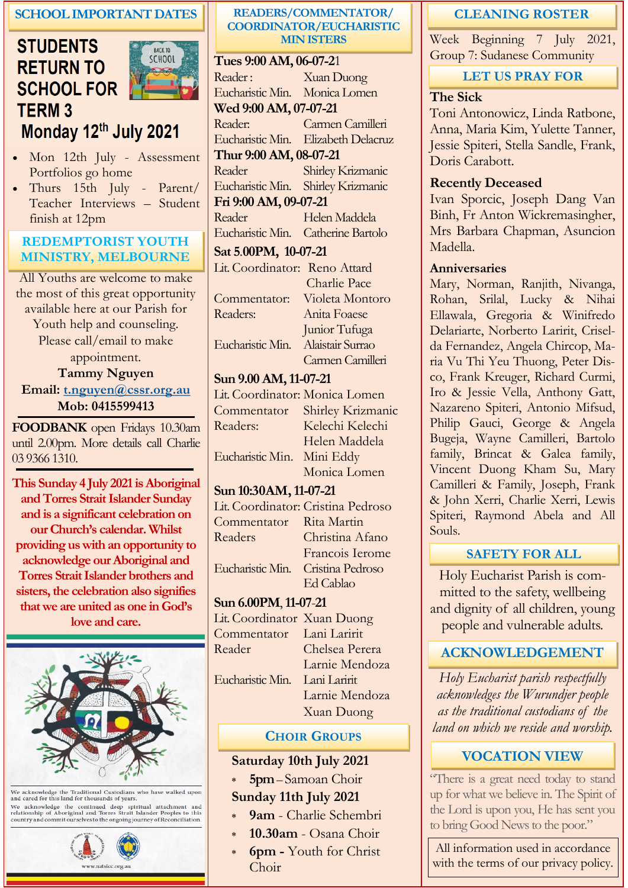## SCHOOL IMPORTANT DATES

**STUDENTS RETURN TO SCHOOL FOR TERM 3**
**Monday 12th July 2021**

- Mon 12th July - Assessment Portfolios go home
- Thurs 15th July - Parent/ Teacher Interviews – Student finish at 12pm

## REDEMPTORIST YOUTH MINISTRY, MELBOURNE

All Youths are welcome to make the most of this great opportunity available here at our Parish for Youth help and counseling. Please call/email to make appointment.

**Tammy Nguyen**
**Email: t.nguyen@cssr.org.au**
**Mob: 0415599413**

**FOODBANK** open Fridays 10.30am until 2.00pm. More details call Charlie 03 9366 1310.

**This Sunday 4 July 2021 is Aboriginal and Torres Strait Islander Sunday and is a significant celebration on our Church's calendar. Whilst providing us with an opportunity to acknowledge our Aboriginal and Torres Strait Islander brothers and sisters, the celebration also signifies that we are united as one in God's love and care.**

We acknowledge the Traditional Custodians who have walked upon and cared for this land for thousands of years.
We acknowledge the continued deep spiritual attachment and relationship of Aboriginal and Torres Strait Islander Peoples to this country and commit ourselves to the ongoing journey of Reconciliation.

www.natsicc.org.au

## READERS/COMMENTATOR/ COORDINATOR/EUCHARISTIC MIN ISTERS

**Tues 9:00 AM, 06-07-21**
Reader : Xuan Duong
Eucharistic Min. Monica Lomen

**Wed 9:00 AM, 07-07-21**
Reader: Carmen Camilleri
Eucharistic Min. Elizabeth Delacruz

**Thur 9:00 AM, 08-07-21**
Reader Shirley Krizmanic
Eucharistic Min. Shirley Krizmanic

**Fri 9:00 AM, 09-07-21**
Reader Helen Maddela
Eucharistic Min. Catherine Bartolo

**Sat 5.00PM, 10-07-21**
Lit. Coordinator: Reno Attard, Charlie Pace
Commentator: Violeta Montoro
Readers: Anita Foaese, Junior Tufuga
Eucharistic Min. Alaistair Surrao, Carmen Camilleri

**Sun 9.00 AM, 11-07-21**
Lit. Coordinator: Monica Lomen
Commentator Shirley Krizmanic
Readers: Kelechi Kelechi, Helen Maddela
Eucharistic Min. Mini Eddy, Monica Lomen

**Sun 10:30AM, 11-07-21**
Lit. Coordinator: Cristina Pedroso
Commentator Rita Martin
Readers Christina Afano, Francois Ierome
Eucharistic Min. Cristina Pedroso, Ed Cablao

**Sun 6.00PM, 11-07-21**
Lit. Coordinator Xuan Duong
Commentator Lani Laririt
Reader Chelsea Perera, Larnie Mendoza
Eucharistic Min. Lani Laririt, Larnie Mendoza, Xuan Duong

## CHOIR GROUPS

**Saturday 10th July 2021**
- **5pm** – Samoan Choir

**Sunday 11th July 2021**
- **9am** - Charlie Schembri
- **10.30am** - Osana Choir
- **6pm** - Youth for Christ Choir

## CLEANING ROSTER

Week Beginning 7 July 2021, Group 7: Sudanese Community

## LET US PRAY FOR

**The Sick**
Toni Antonowicz, Linda Ratbone, Anna, Maria Kim, Yulette Tanner, Jessie Spiteri, Stella Sandle, Frank, Doris Carabott.

**Recently Deceased**
Ivan Sporcic, Joseph Dang Van Binh, Fr Anton Wickremasingher, Mrs Barbara Chapman, Asuncion Madella.

**Anniversaries**
Mary, Norman, Ranjith, Nivanga, Rohan, Srilal, Lucky & Nihai Ellawala, Gregoria & Winifredo Delariarte, Norberto Laririt, Criselda Fernandez, Angela Chircop, Maria Vu Thi Yeu Thuong, Peter Disco, Frank Kreuger, Richard Curmi, Iro & Jessie Vella, Anthony Gatt, Nazareno Spiteri, Antonio Mifsud, Philip Gauci, George & Angela Bugeja, Wayne Camilleri, Bartolo family, Brincat & Galea family, Vincent Duong Kham Su, Mary Camilleri & Family, Joseph, Frank & John Xerri, Charlie Xerri, Lewis Spiteri, Raymond Abela and All Souls.

## SAFETY FOR ALL

Holy Eucharist Parish is committed to the safety, wellbeing and dignity of all children, young people and vulnerable adults.

## ACKNOWLEDGEMENT

*Holy Eucharist parish respectfully acknowledges the Wurundjer people as the traditional custodians of the land on which we reside and worship.*

## VOCATION VIEW

"There is a great need today to stand up for what we believe in. The Spirit of the Lord is upon you, He has sent you to bring Good News to the poor."

All information used in accordance with the terms of our privacy policy.